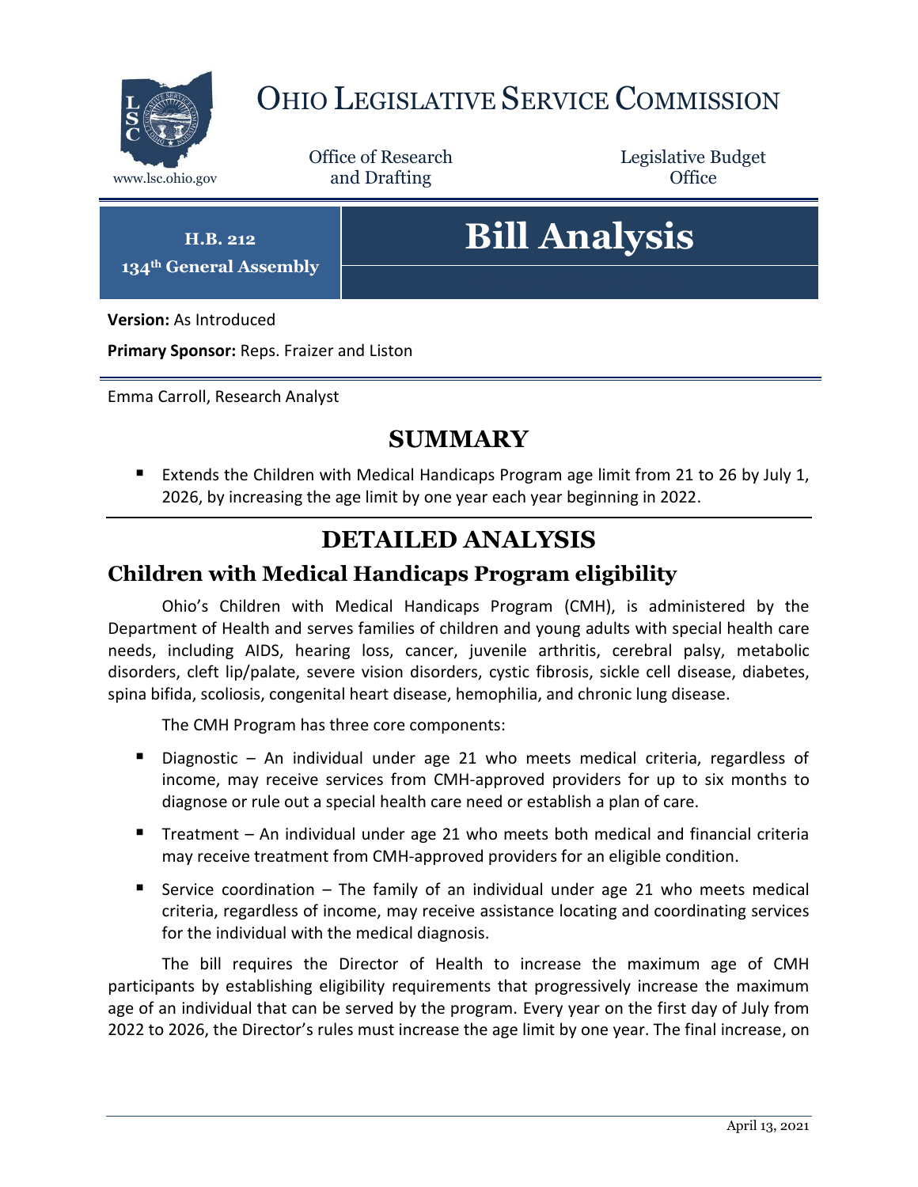# OHIO LEGISLATIVE SERVICE COMMISSION

www.lsc.ohio.gov

Office of Research and Drafting

Legislative Budget Office

**H.B. 212**
**134th General Assembly**

# Bill Analysis

**Version:** As Introduced

**Primary Sponsor:** Reps. Fraizer and Liston

Emma Carroll, Research Analyst

## SUMMARY

- Extends the Children with Medical Handicaps Program age limit from 21 to 26 by July 1, 2026, by increasing the age limit by one year each year beginning in 2022.

## DETAILED ANALYSIS

### Children with Medical Handicaps Program eligibility

Ohio's Children with Medical Handicaps Program (CMH), is administered by the Department of Health and serves families of children and young adults with special health care needs, including AIDS, hearing loss, cancer, juvenile arthritis, cerebral palsy, metabolic disorders, cleft lip/palate, severe vision disorders, cystic fibrosis, sickle cell disease, diabetes, spina bifida, scoliosis, congenital heart disease, hemophilia, and chronic lung disease.

The CMH Program has three core components:

- Diagnostic – An individual under age 21 who meets medical criteria, regardless of income, may receive services from CMH-approved providers for up to six months to diagnose or rule out a special health care need or establish a plan of care.
- Treatment – An individual under age 21 who meets both medical and financial criteria may receive treatment from CMH-approved providers for an eligible condition.
- Service coordination – The family of an individual under age 21 who meets medical criteria, regardless of income, may receive assistance locating and coordinating services for the individual with the medical diagnosis.

The bill requires the Director of Health to increase the maximum age of CMH participants by establishing eligibility requirements that progressively increase the maximum age of an individual that can be served by the program. Every year on the first day of July from 2022 to 2026, the Director's rules must increase the age limit by one year. The final increase, on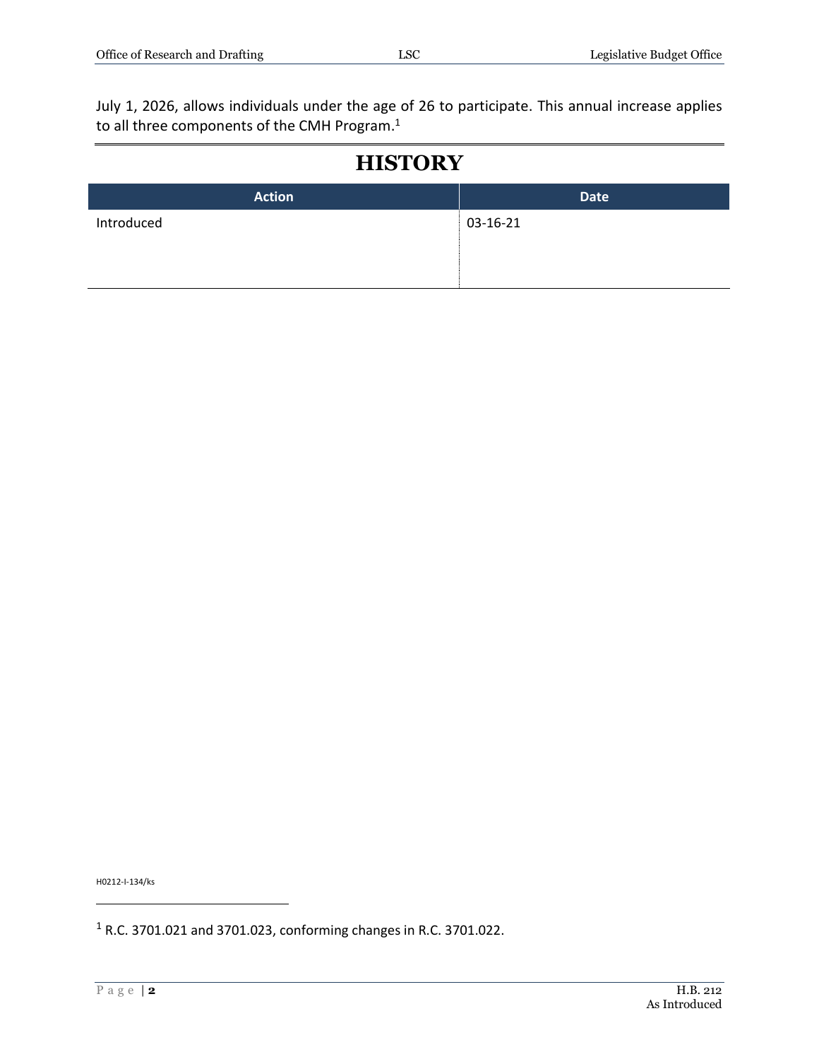July 1, 2026, allows individuals under the age of 26 to participate. This annual increase applies to all three components of the CMH Program.[1]

# HISTORY

| Action | Date |
|---|---|
| Introduced | 03-16-21 |

H0212-I-134/ks

[1] R.C. 3701.021 and 3701.023, conforming changes in R.C. 3701.022.